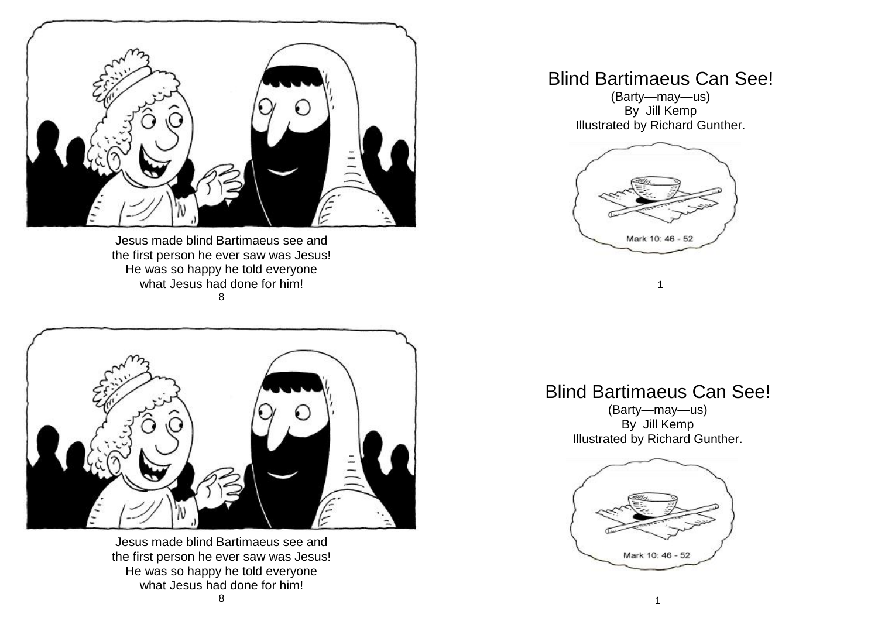Jesus made blind Bartimaeus see and
the first person he ever saw was Jesus!
He was so happy he told everyone
what Jesus had done for him!

# Blind Bartimaeus Can See!

(Barty—may—us)
By Jill Kemp
Illustrated by Richard Gunther.

Mark 10: 46 - 52

Jesus made blind Bartimaeus see and
the first person he ever saw was Jesus!
He was so happy he told everyone
what Jesus had done for him!

# Blind Bartimaeus Can See!

(Barty—may—us)
By Jill Kemp
Illustrated by Richard Gunther.

Mark 10: 46 - 52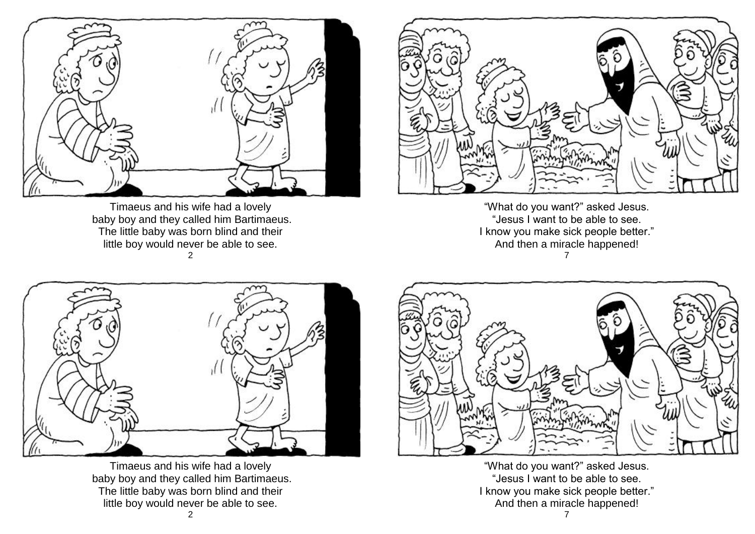Timaeus and his wife had a lovely
baby boy and they called him Bartimaeus.
The little baby was born blind and their
little boy would never be able to see.

"What do you want?" asked Jesus.
"Jesus I want to be able to see.
I know you make sick people better."
And then a miracle happened!

Timaeus and his wife had a lovely
baby boy and they called him Bartimaeus.
The little baby was born blind and their
little boy would never be able to see.

"What do you want?" asked Jesus.
"Jesus I want to be able to see.
I know you make sick people better."
And then a miracle happened!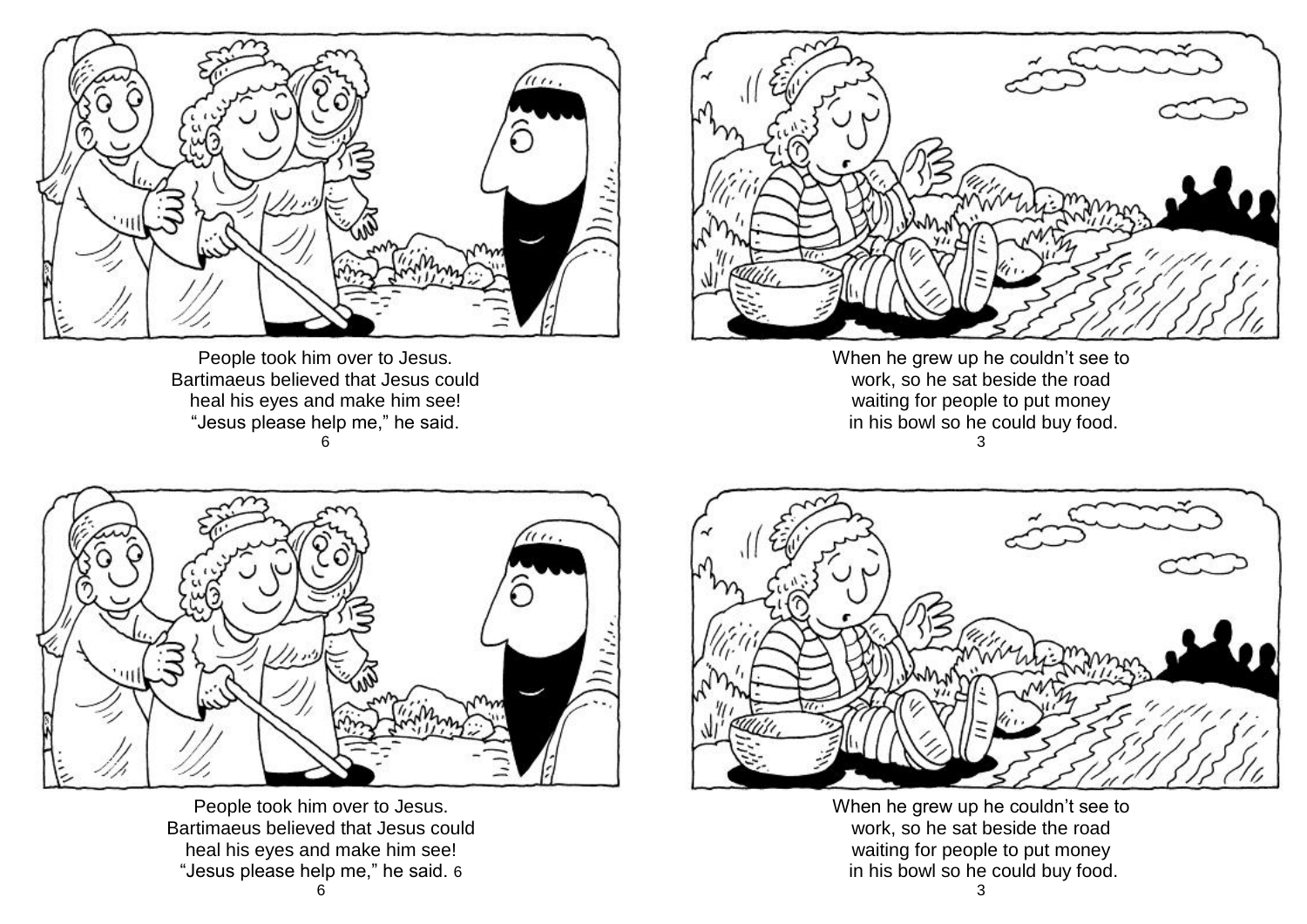People took him over to Jesus.
Bartimaeus believed that Jesus could
heal his eyes and make him see!
“Jesus please help me,” he said.

When he grew up he couldn’t see to
work, so he sat beside the road
waiting for people to put money
in his bowl so he could buy food.

People took him over to Jesus.
Bartimaeus believed that Jesus could
heal his eyes and make him see!
“Jesus please help me,” he said.

When he grew up he couldn’t see to
work, so he sat beside the road
waiting for people to put money
in his bowl so he could buy food.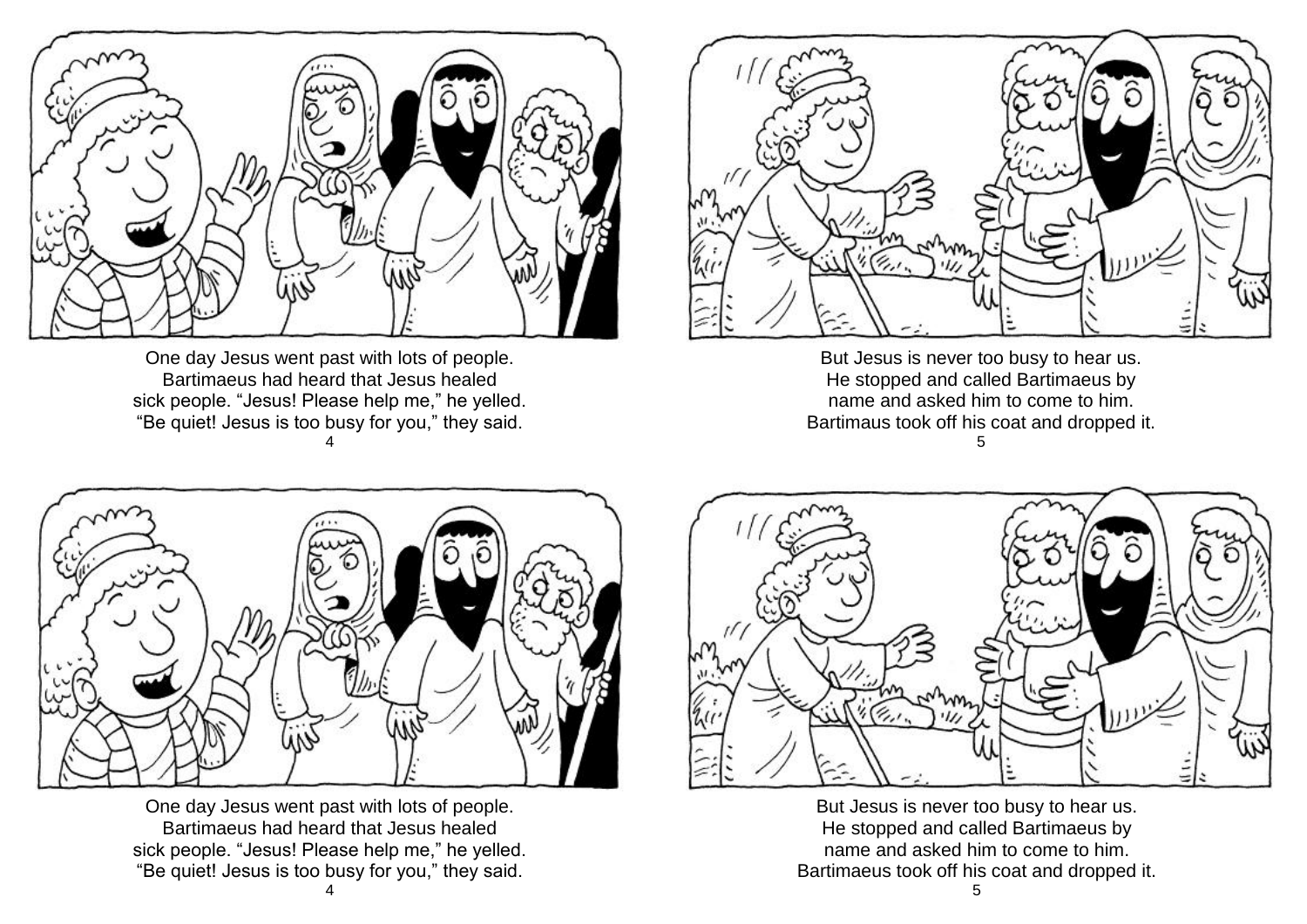One day Jesus went past with lots of people.
Bartimaeus had heard that Jesus healed
sick people. “Jesus! Please help me,” he yelled.
“Be quiet! Jesus is too busy for you,” they said.

But Jesus is never too busy to hear us.
He stopped and called Bartimaeus by
name and asked him to come to him.
Bartimaus took off his coat and dropped it.

One day Jesus went past with lots of people.
Bartimaeus had heard that Jesus healed
sick people. “Jesus! Please help me,” he yelled.
“Be quiet! Jesus is too busy for you,” they said.

But Jesus is never too busy to hear us.
He stopped and called Bartimaeus by
name and asked him to come to him.
Bartimaeus took off his coat and dropped it.